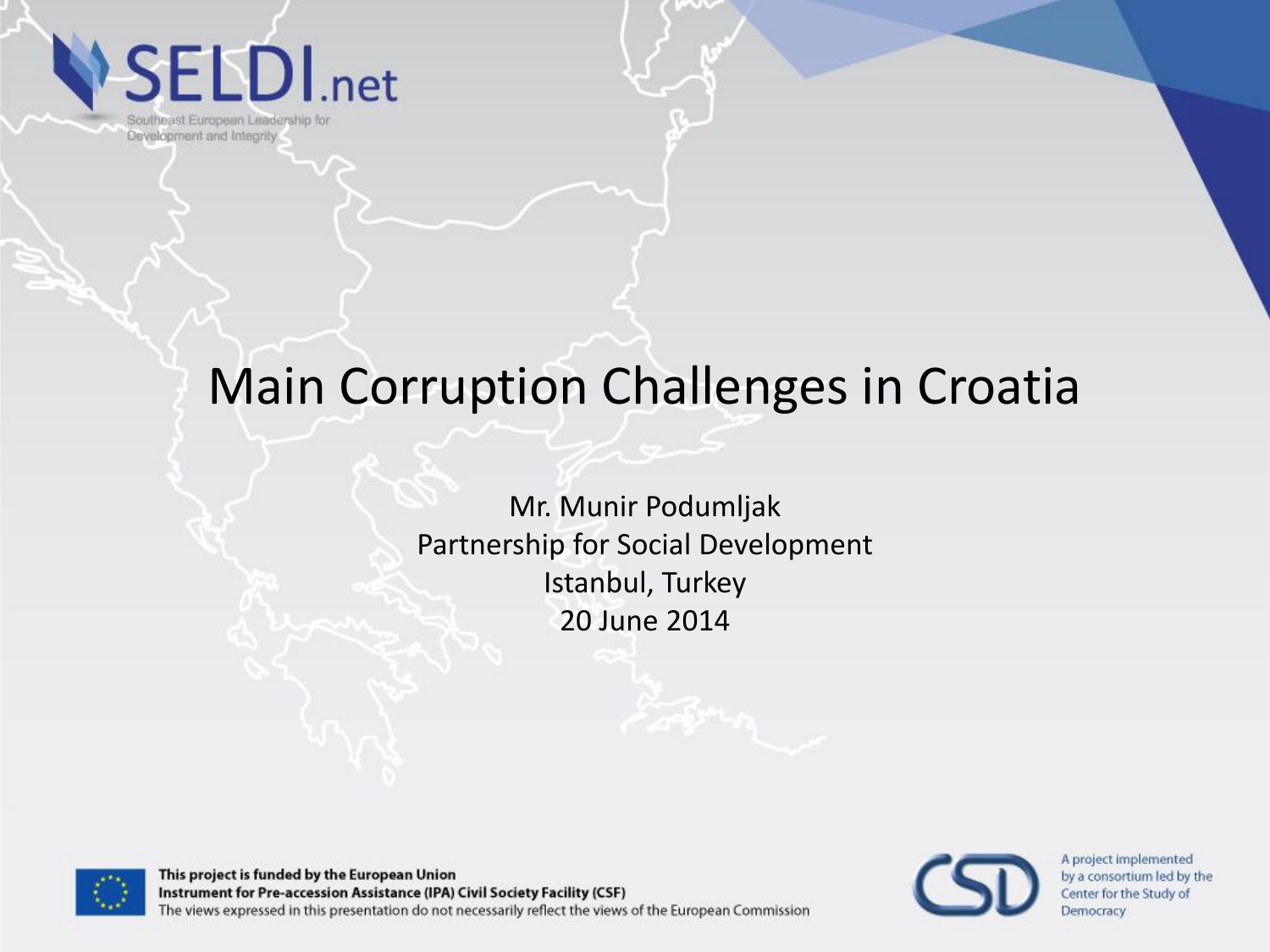SELDI.net

Southeast European Leadership for Development and Integrity

# Main Corruption Challenges in Croatia

Mr. Munir Podumljak
Partnership for Social Development
Istanbul, Turkey
20 June 2014

**This project is funded by the European Union**
**Instrument for Pre-accession Assistance (IPA) Civil Society Facility (CSF)**
The views expressed in this presentation do not necessarily reflect the views of the European Commission

A project implemented by a consortium led by the Center for the Study of Democracy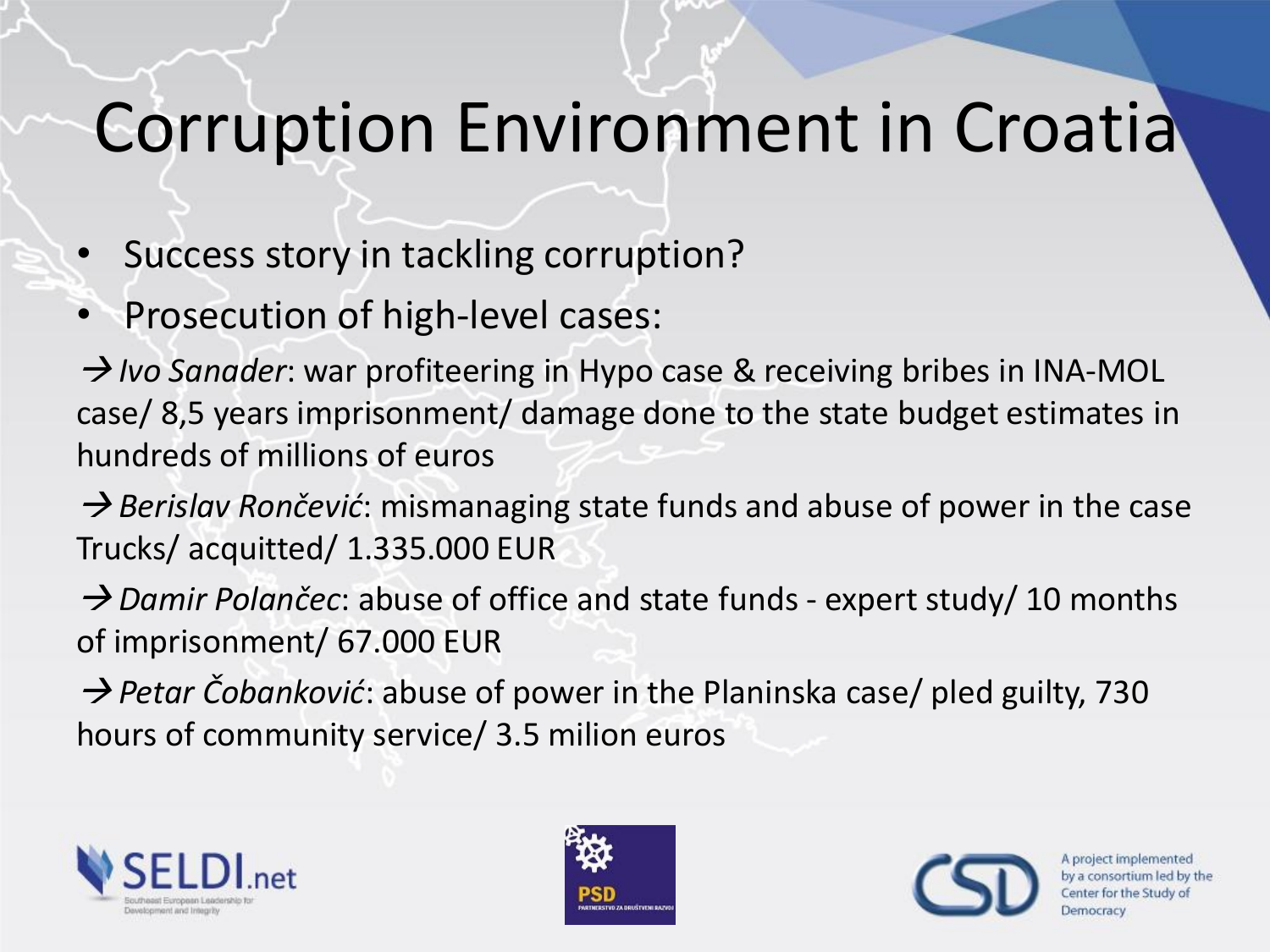# Corruption Environment in Croatia

- Success story in tackling corruption?
- Prosecution of high-level cases:

→ *Ivo Sanader*: war profiteering in Hypo case & receiving bribes in INA-MOL case/ 8,5 years imprisonment/ damage done to the state budget estimates in hundreds of millions of euros

→ *Berislav Rončević*: mismanaging state funds and abuse of power in the case Trucks/ acquitted/ 1.335.000 EUR

→ *Damir Polančec*: abuse of office and state funds - expert study/ 10 months of imprisonment/ 67.000 EUR

→ *Petar Čobanković*: abuse of power in the Planinska case/ pled guilty, 730 hours of community service/ 3.5 milion euros

A project implemented by a consortium led by the Center for the Study of Democracy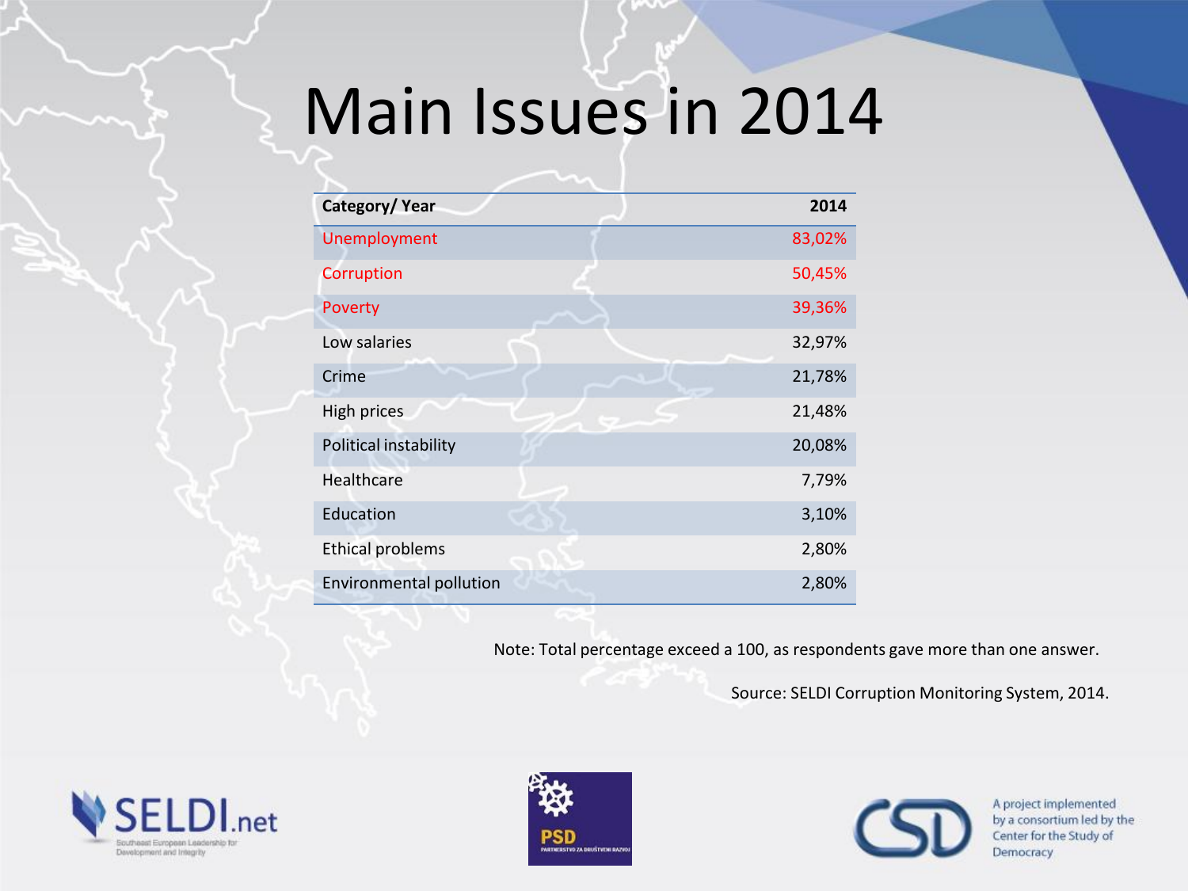# Main Issues in 2014

| Category/ Year | 2014 |
|---|---|
| Unemployment | 83,02% |
| Corruption | 50,45% |
| Poverty | 39,36% |
| Low salaries | 32,97% |
| Crime | 21,78% |
| High prices | 21,48% |
| Political instability | 20,08% |
| Healthcare | 7,79% |
| Education | 3,10% |
| Ethical problems | 2,80% |
| Environmental pollution | 2,80% |

Note: Total percentage exceed a 100, as respondents gave more than one answer.

Source: SELDI Corruption Monitoring System, 2014.

SELDI.net Southeast European Leadership for Development and Integrity

PSD PARTNERSTVO ZA DRUŠTVENI RAZVOJ

CSD A project implemented by a consortium led by the Center for the Study of Democracy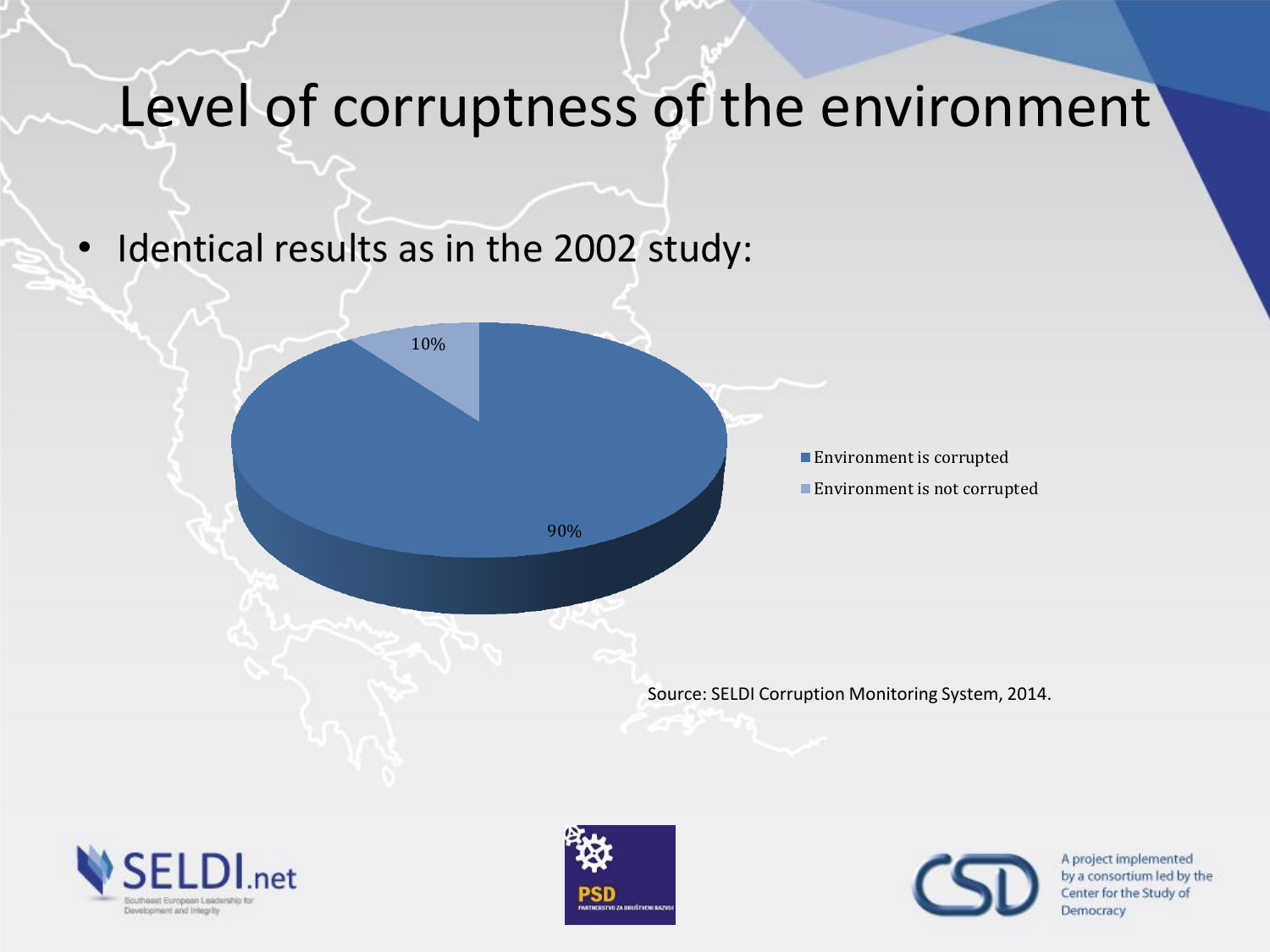# Level of corruptness of the environment

- Identical results as in the 2002 study:

| | |
|---|---|
| Environment is corrupted | 90% |
| Environment is not corrupted | 10% |

Source: SELDI Corruption Monitoring System, 2014.

A project implemented by a consortium led by the Center for the Study of Democracy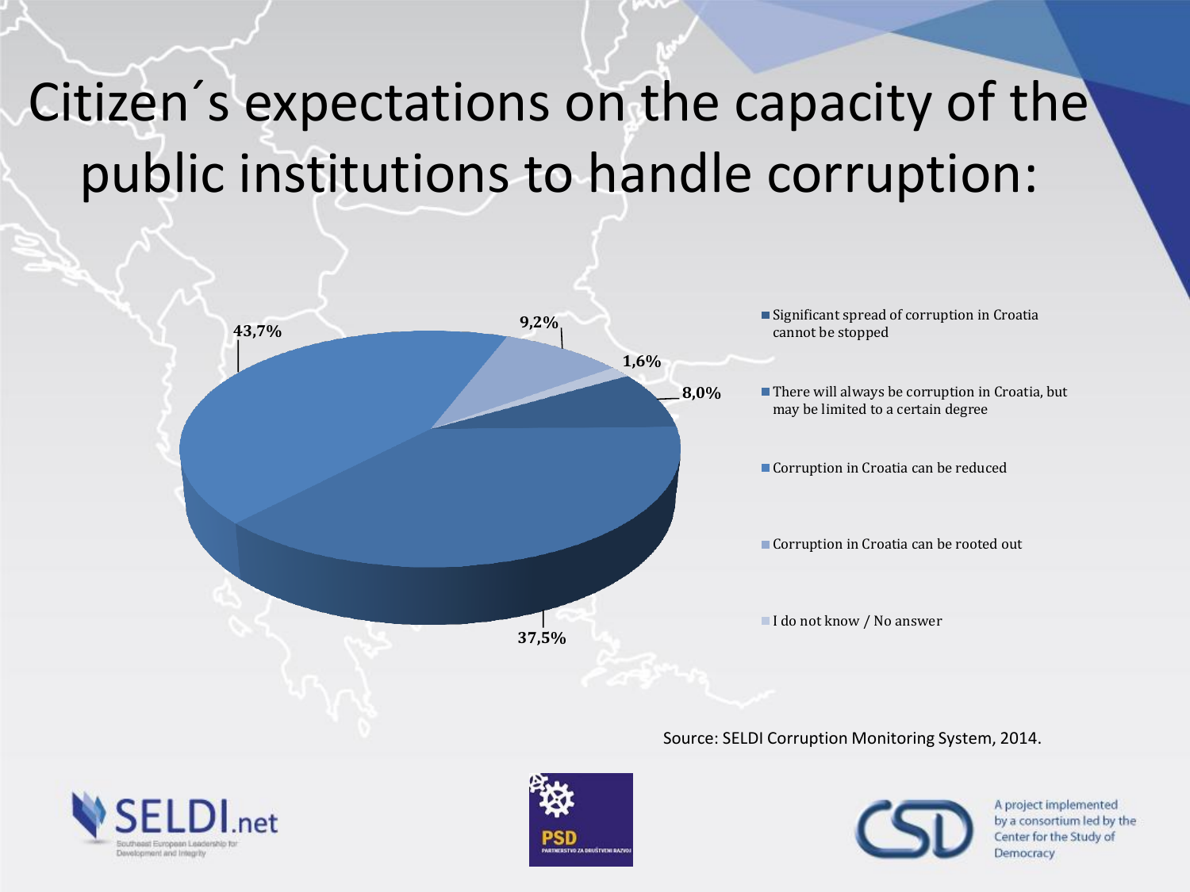# Citizen´s expectations on the capacity of the public institutions to handle corruption:

| Response | Share |
|---|---|
| Significant spread of corruption in Croatia cannot be stopped | 8,0% |
| There will always be corruption in Croatia, but may be limited to a certain degree | 37,5% |
| Corruption in Croatia can be reduced | 43,7% |
| Corruption in Croatia can be rooted out | 9,2% |
| I do not know / No answer | 1,6% |

Source: SELDI Corruption Monitoring System, 2014.

SELDI.net – Southeast European Leadership for Development and Integrity

PSD – PARTNERSTVO ZA DRUŠTVENI RAZVOJ

CSD – A project implemented by a consortium led by the Center for the Study of Democracy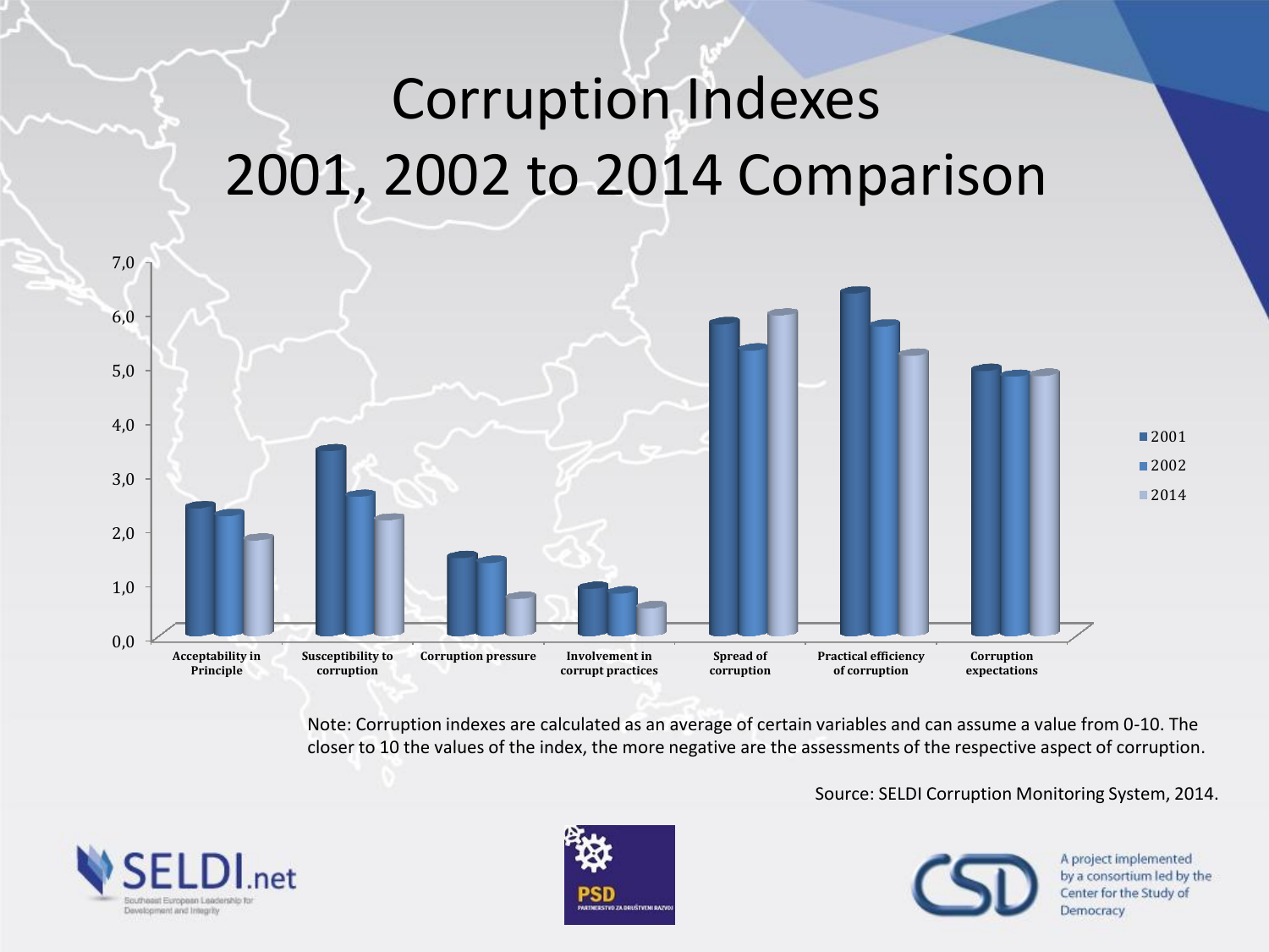# Corruption Indexes 2001, 2002 to 2014 Comparison

Note: Corruption indexes are calculated as an average of certain variables and can assume a value from 0-10. The closer to 10 the values of the index, the more negative are the assessments of the respective aspect of corruption.

Source: SELDI Corruption Monitoring System, 2014.

A project implemented by a consortium led by the Center for the Study of Democracy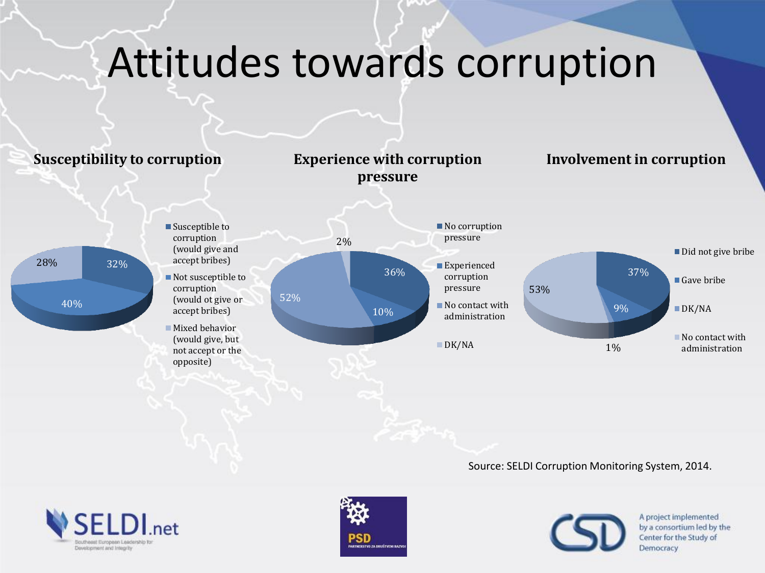# Attitudes towards corruption

## Susceptibility to corruption

| Category | Share |
|---|---|
| Susceptible to corruption (would give and accept bribes) | 32% |
| Not susceptible to corruption (would ot give or accept bribes) | 40% |
| Mixed behavior (would give, but not accept or the opposite) | 28% |

## Experience with corruption pressure

| Category | Share |
|---|---|
| No corruption pressure | 36% |
| Experienced corruption pressure | 10% |
| No contact with administration | 52% |
| DK/NA | 2% |

## Involvement in corruption

| Category | Share |
|---|---|
| Did not give bribe | 37% |
| Gave bribe | 9% |
| DK/NA | 1% |
| No contact with administration | 53% |

Source: SELDI Corruption Monitoring System, 2014.

SELDI.net Southeast European Leadership for Development and Integrity

PSD PARTNERSTVO ZA DRUŠTVENI RAZVOJ

CSD A project implemented by a consortium led by the Center for the Study of Democracy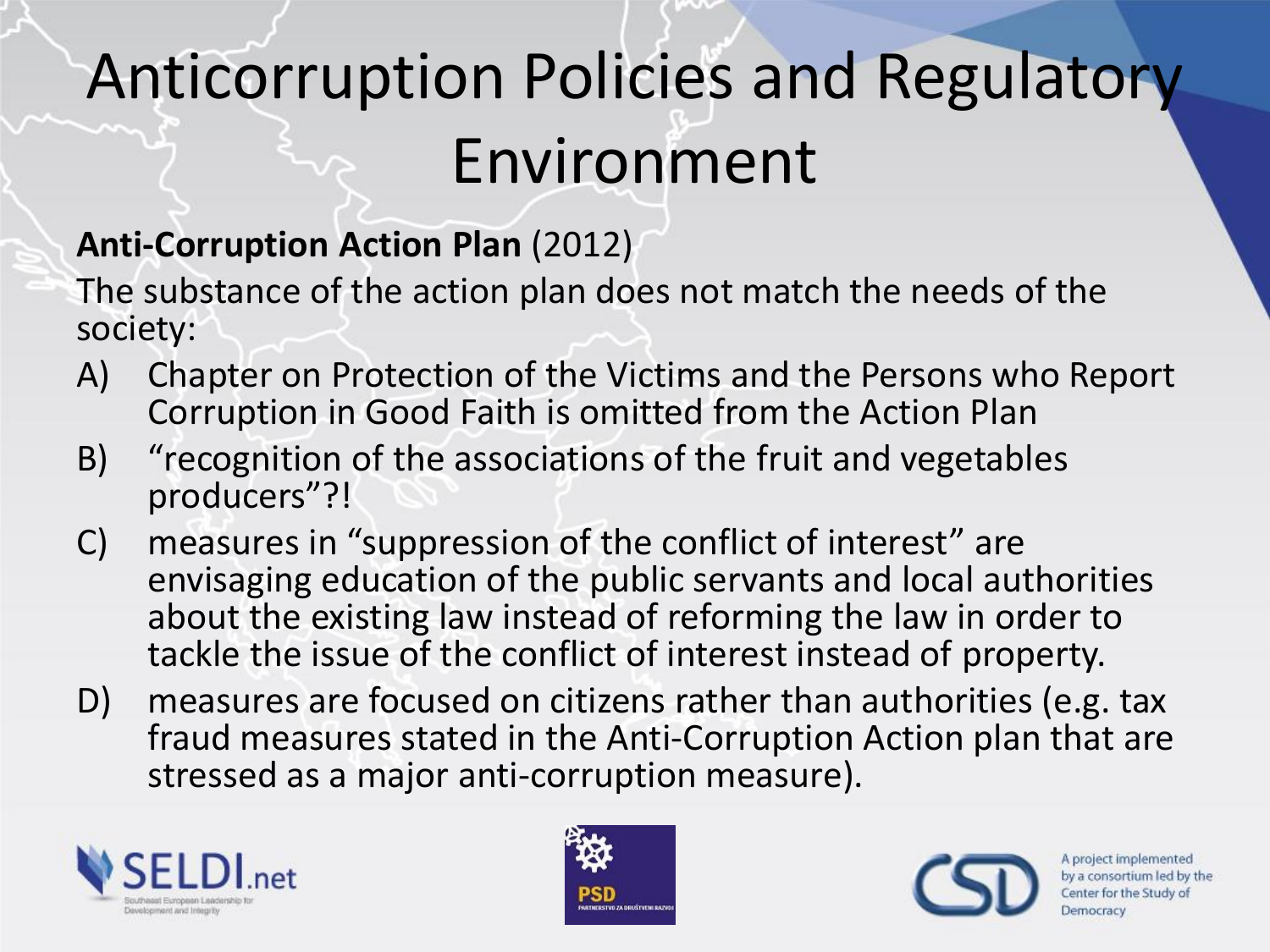# Anticorruption Policies and Regulatory Environment

**Anti-Corruption Action Plan** (2012)

The substance of the action plan does not match the needs of the society:

A) Chapter on Protection of the Victims and the Persons who Report Corruption in Good Faith is omitted from the Action Plan

B) "recognition of the associations of the fruit and vegetables producers"?!

C) measures in "suppression of the conflict of interest" are envisaging education of the public servants and local authorities about the existing law instead of reforming the law in order to tackle the issue of the conflict of interest instead of property.

D) measures are focused on citizens rather than authorities (e.g. tax fraud measures stated in the Anti-Corruption Action plan that are stressed as a major anti-corruption measure).

SELDI.net Southeast European Leadership for Development and Integrity

PSD PARTNERSTVO ZA DRUŠTVENI RAZVOJ

CSD A project implemented by a consortium led by the Center for the Study of Democracy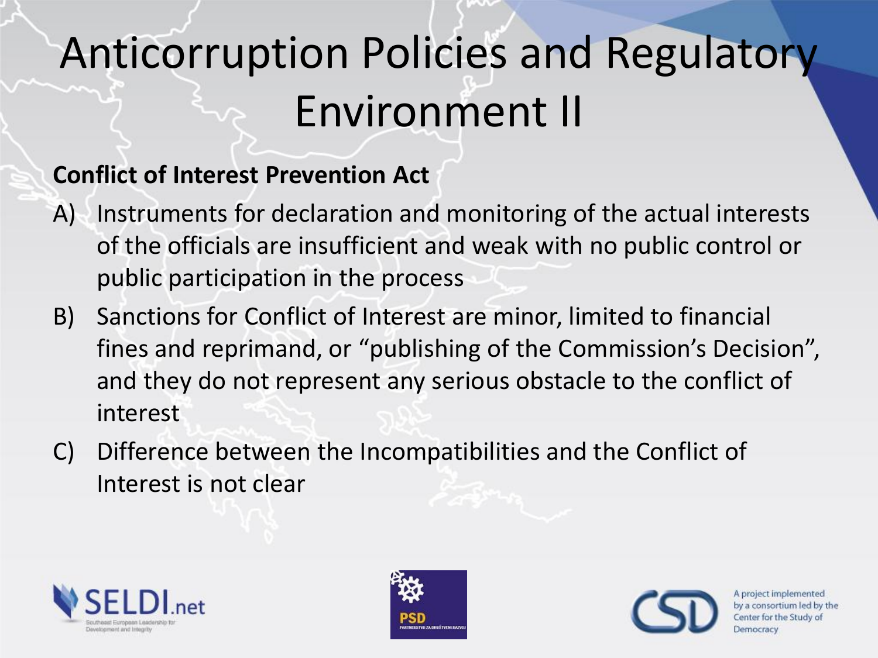# Anticorruption Policies and Regulatory Environment II

**Conflict of Interest Prevention Act**

A) Instruments for declaration and monitoring of the actual interests of the officials are insufficient and weak with no public control or public participation in the process

B) Sanctions for Conflict of Interest are minor, limited to financial fines and reprimand, or "publishing of the Commission's Decision", and they do not represent any serious obstacle to the conflict of interest

C) Difference between the Incompatibilities and the Conflict of Interest is not clear

SELDI.net Southeast European Leadership for Development and Integrity

PSD PARTNERSTVO ZA DRUŠTVENI RAZVOJ

CSD A project implemented by a consortium led by the Center for the Study of Democracy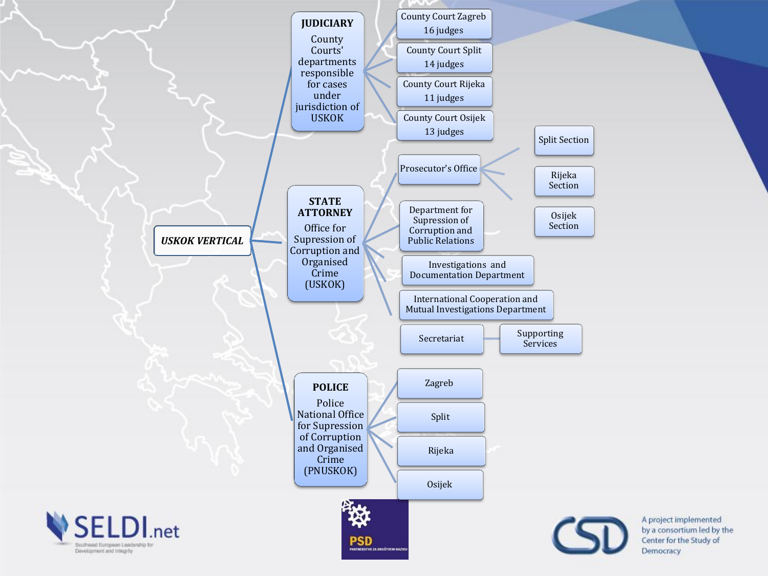# USKOK VERTICAL

- **JUDICIARY**
  County Courts' departments responsible for cases under jurisdiction of USKOK
  - County Court Zagreb – 16 judges
  - County Court Split – 14 judges
  - County Court Rijeka – 11 judges
  - County Court Osijek – 13 judges
- **STATE ATTORNEY**
  Office for Supression of Corruption and Organised Crime (USKOK)
  - Prosecutor's Office
    - Split Section
    - Rijeka Section
    - Osijek Section
  - Department for Supression of Corruption and Public Relations
  - Investigations and Documentation Department
  - International Cooperation and Mutual Investigations Department
  - Secretariat
    - Supporting Services
- **POLICE**
  Police National Office for Supression of Corruption and Organised Crime (PNUSKOK)
  - Zagreb
  - Split
  - Rijeka
  - Osijek

SELDI.net – Southeast European Leadership for Development and Integrity

PSD – Partnerstvo za društveni razvoj

CSD – A project implemented by a consortium led by the Center for the Study of Democracy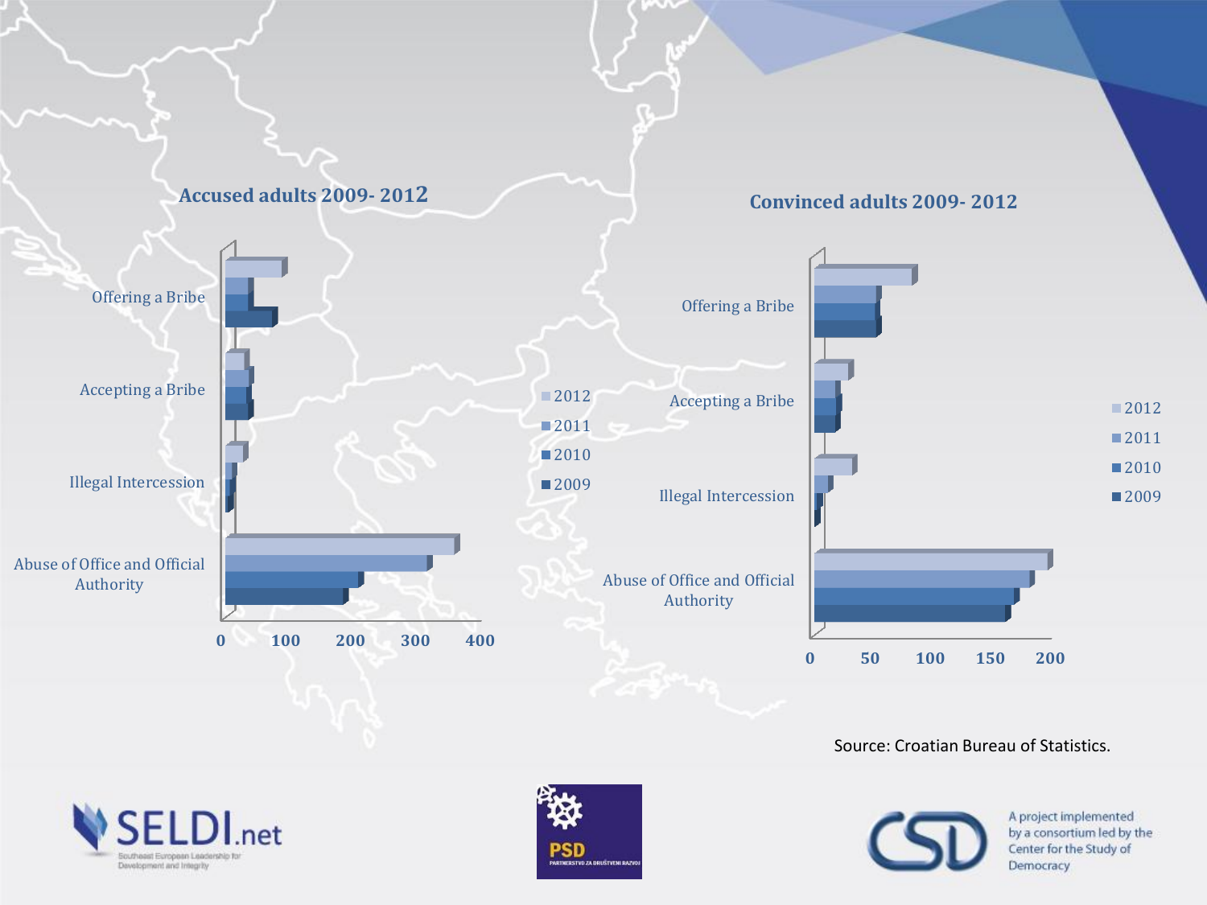**Accused adults 2009- 2012**

Categories: Offering a Bribe; Accepting a Bribe; Illegal Intercession; Abuse of Office and Official Authority

Legend: 2012, 2011, 2010, 2009

Axis: 0, 100, 200, 300, 400

**Convinced adults 2009- 2012**

Categories: Offering a Bribe; Accepting a Bribe; Illegal Intercession; Abuse of Office and Official Authority

Legend: 2012, 2011, 2010, 2009

Axis: 0, 50, 100, 150, 200

Source: Croatian Bureau of Statistics.

SELDI.net — Southeast European Leadership for Development and Integrity

PSD — Partnerstvo za društveni razvoj

CSD — A project implemented by a consortium led by the Center for the Study of Democracy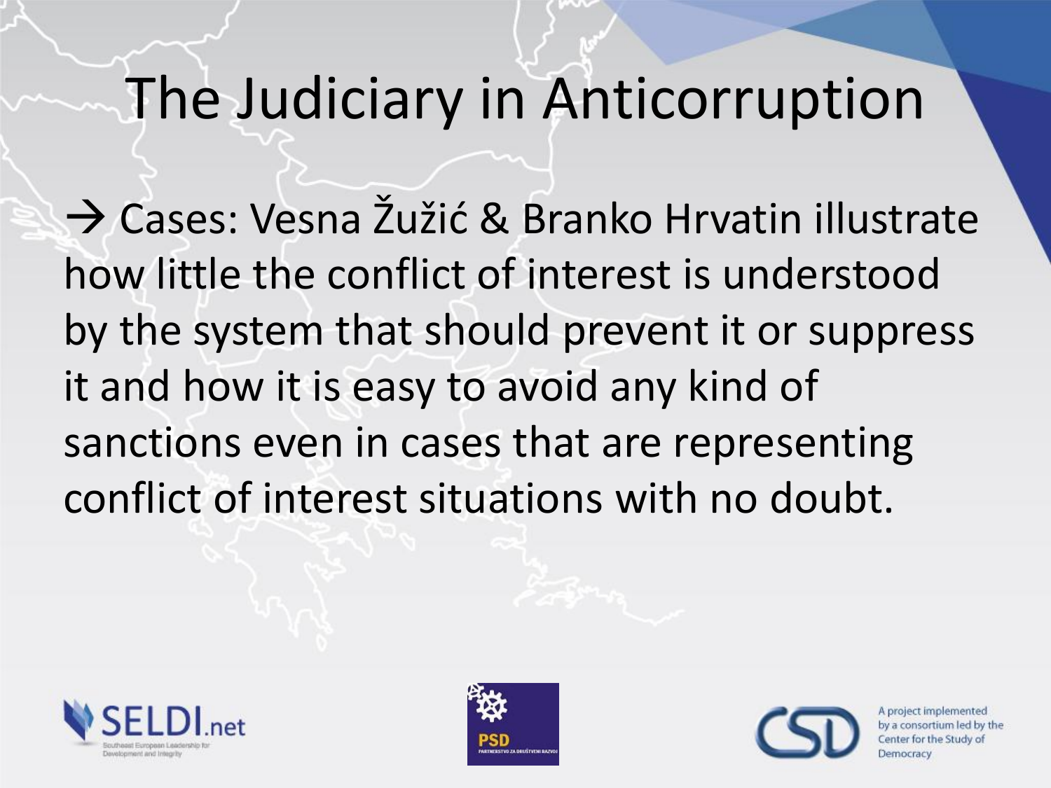# The Judiciary in Anticorruption

→ Cases: Vesna Žužić & Branko Hrvatin illustrate how little the conflict of interest is understood by the system that should prevent it or suppress it and how it is easy to avoid any kind of sanctions even in cases that are representing conflict of interest situations with no doubt.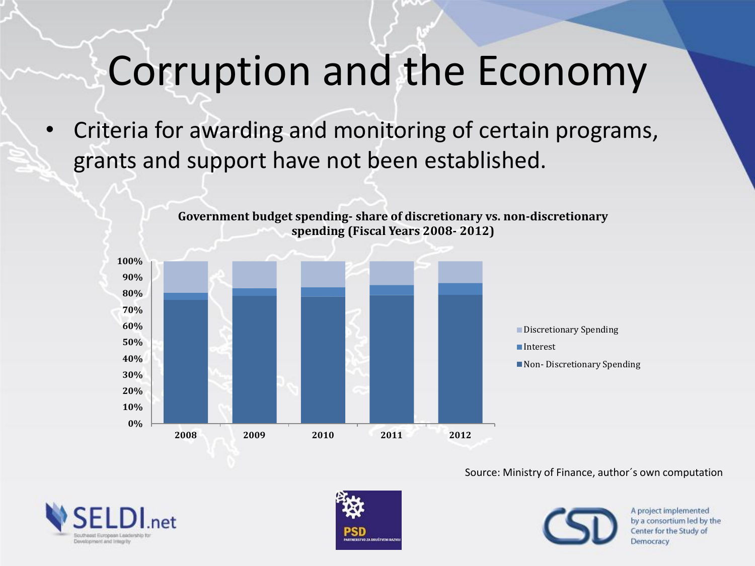# Corruption and the Economy

- Criteria for awarding and monitoring of certain programs, grants and support have not been established.

**Government budget spending- share of discretionary vs. non-discretionary spending (Fiscal Years 2008- 2012)**

100%
90%
80%
70%
60%
50%
40%
30%
20%
10%
0%

2008 2009 2010 2011 2012

- Discretionary Spending
- Interest
- Non- Discretionary Spending

Source: Ministry of Finance, author´s own computation

SELDI.net
Southeast European Leadership for Development and Integrity

PSD
PARTNERSTVO ZA DRUŠTVENI RAZVOJ

CSD
A project implemented by a consortium led by the Center for the Study of Democracy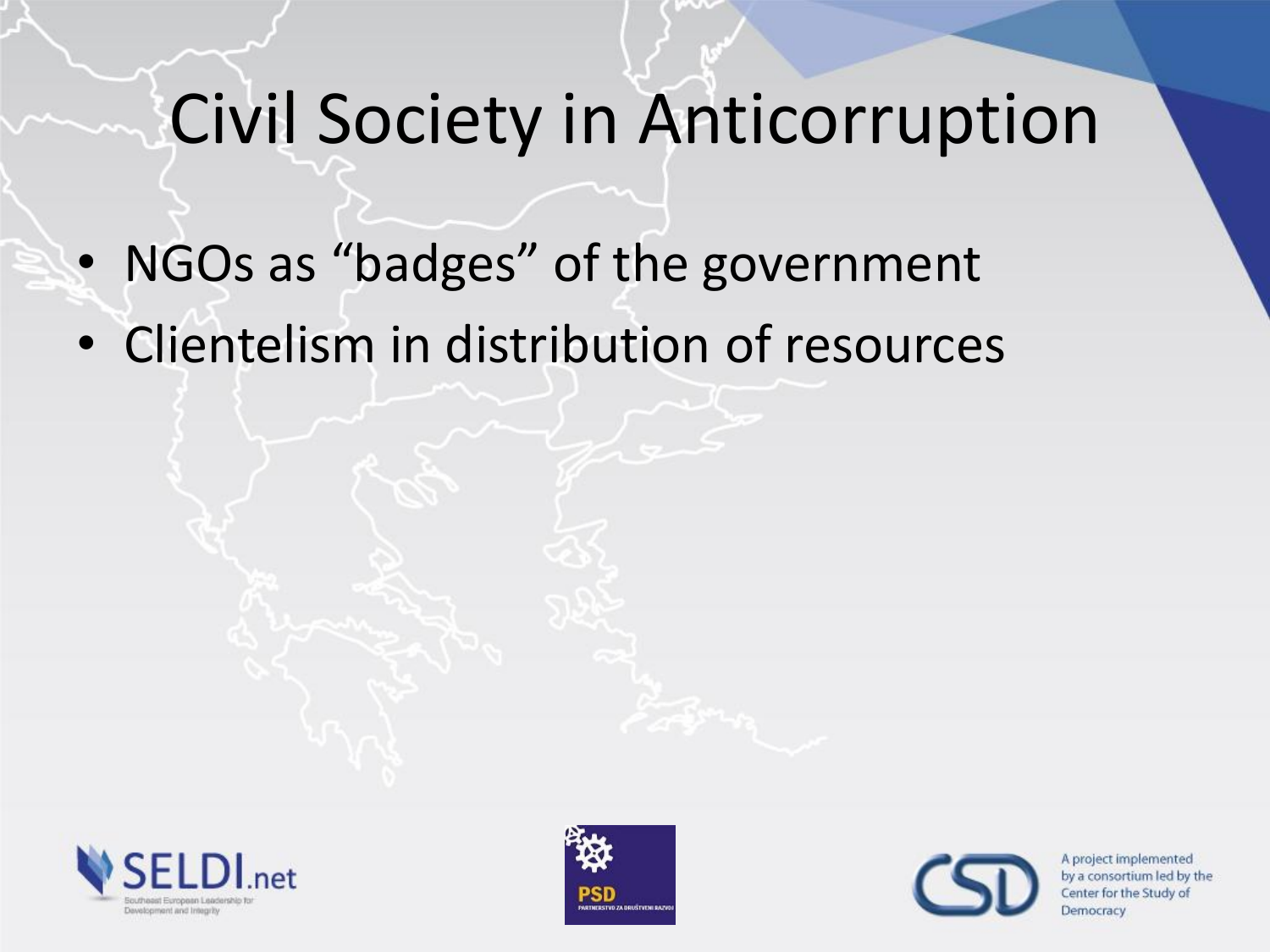# Civil Society in Anticorruption

- NGOs as “badges” of the government
- Clientelism in distribution of resources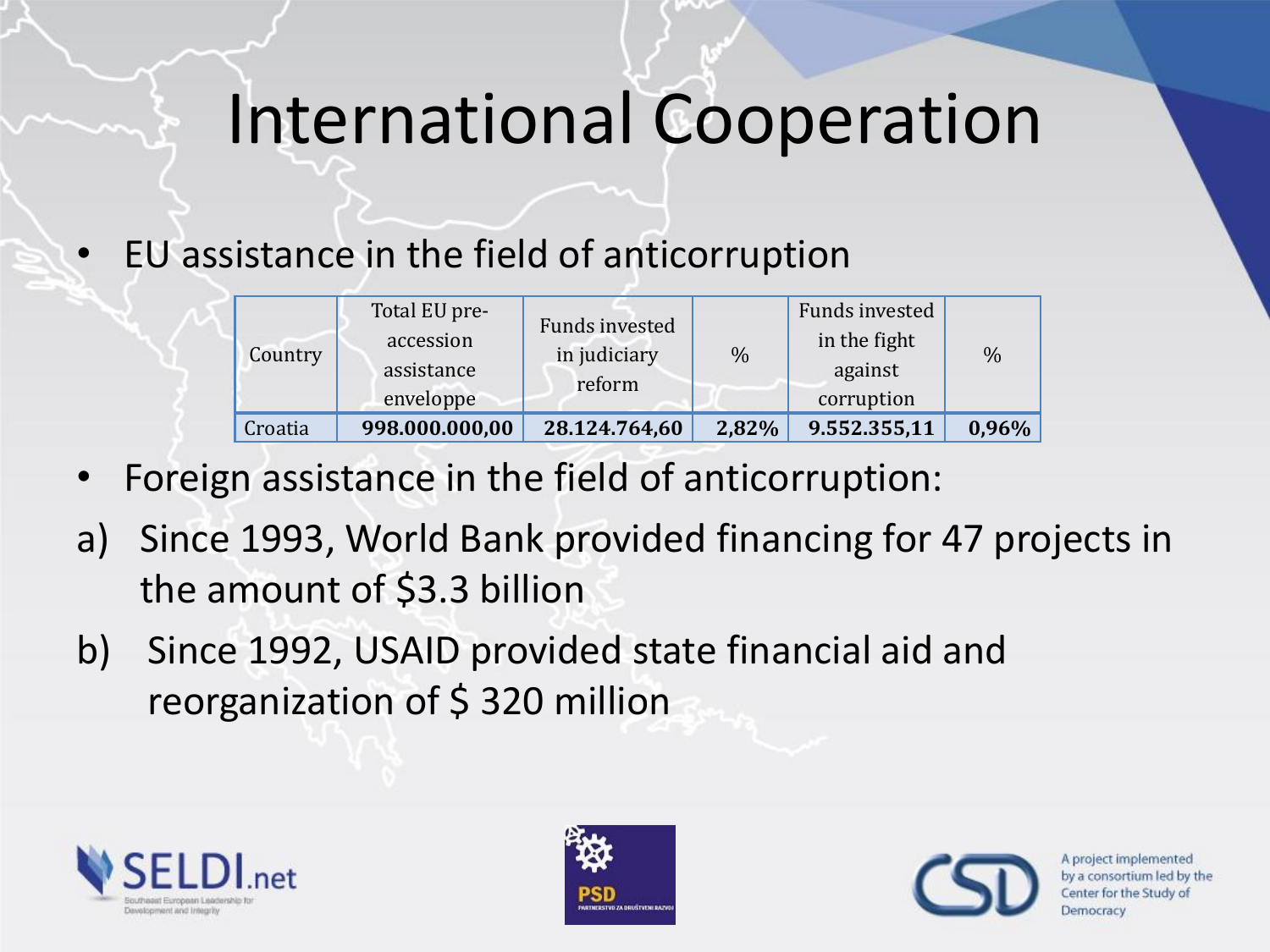# International Cooperation

- EU assistance in the field of anticorruption

| Country | Total EU pre-accession assistance enveloppe | Funds invested in judiciary reform | % | Funds invested in the fight against corruption | % |
|---|---|---|---|---|---|
| Croatia | **998.000.000,00** | **28.124.764,60** | **2,82%** | **9.552.355,11** | **0,96%** |

- Foreign assistance in the field of anticorruption:

a) Since 1993, World Bank provided financing for 47 projects in the amount of $3.3 billion

b) Since 1992, USAID provided state financial aid and reorganization of $ 320 million

SELDI.net Southeast European Leadership for Development and Integrity

PSD PARTNERSTVO ZA DRUŠTVENI RAZVOJ

CSD A project implemented by a consortium led by the Center for the Study of Democracy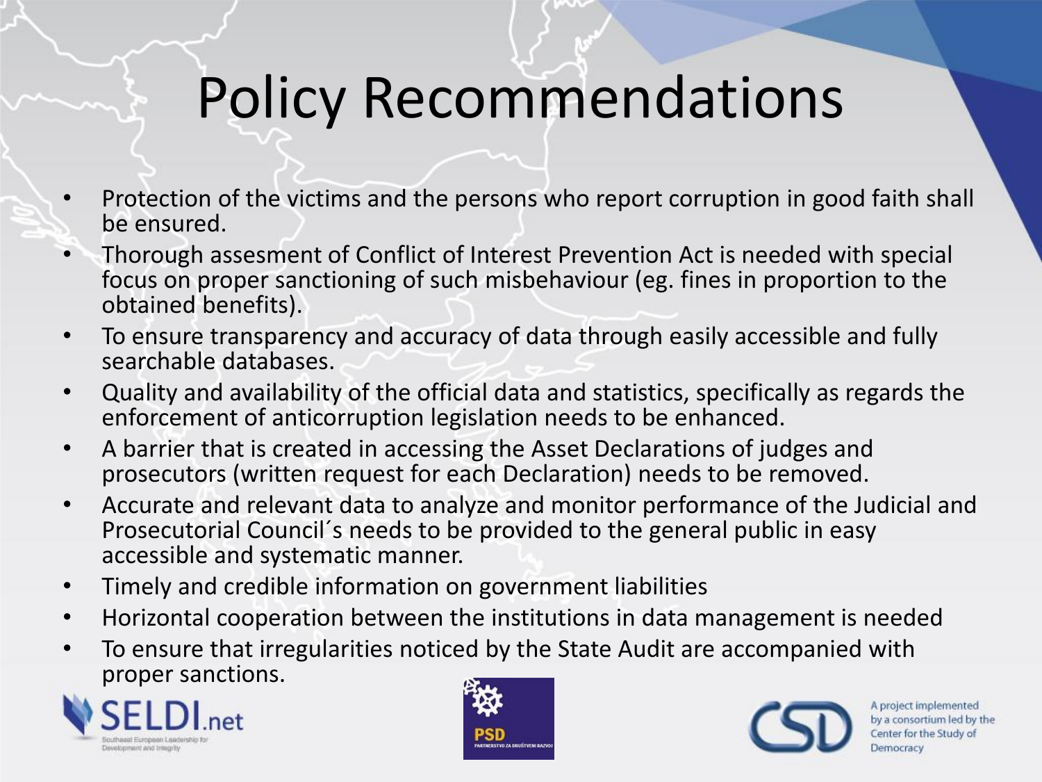# Policy Recommendations

- Protection of the victims and the persons who report corruption in good faith shall be ensured.
- Thorough assesment of Conflict of Interest Prevention Act is needed with special focus on proper sanctioning of such misbehaviour (eg. fines in proportion to the obtained benefits).
- To ensure transparency and accuracy of data through easily accessible and fully searchable databases.
- Quality and availability of the official data and statistics, specifically as regards the enforcement of anticorruption legislation needs to be enhanced.
- A barrier that is created in accessing the Asset Declarations of judges and prosecutors (written request for each Declaration) needs to be removed.
- Accurate and relevant data to analyze and monitor performance of the Judicial and Prosecutorial Council´s needs to be provided to the general public in easy accessible and systematic manner.
- Timely and credible information on government liabilities
- Horizontal cooperation between the institutions in data management is needed
- To ensure that irregularities noticed by the State Audit are accompanied with proper sanctions.

SELDI.net Southeast European Leadership for Development and Integrity

PSD PARTNERSTVO ZA DRUŠTVENI RAZVOJ

CSD A project implemented by a consortium led by the Center for the Study of Democracy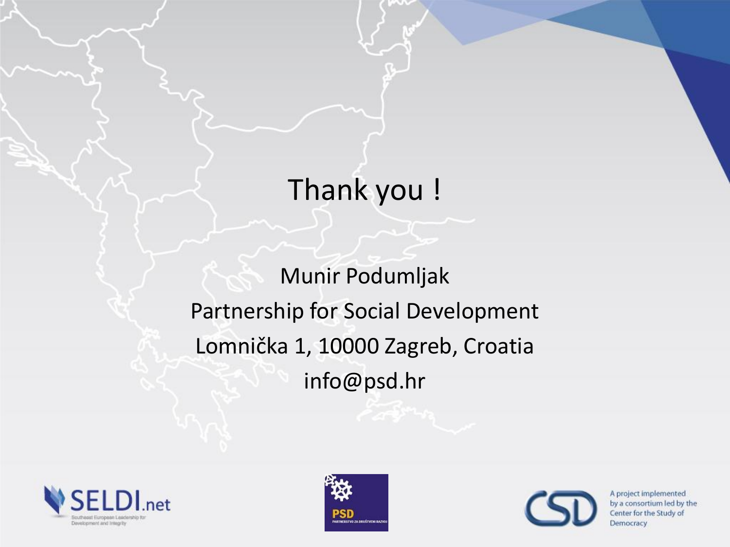# Thank you !

Munir Podumljak

Partnership for Social Development

Lomnička 1, 10000 Zagreb, Croatia

info@psd.hr

A project implemented by a consortium led by the Center for the Study of Democracy